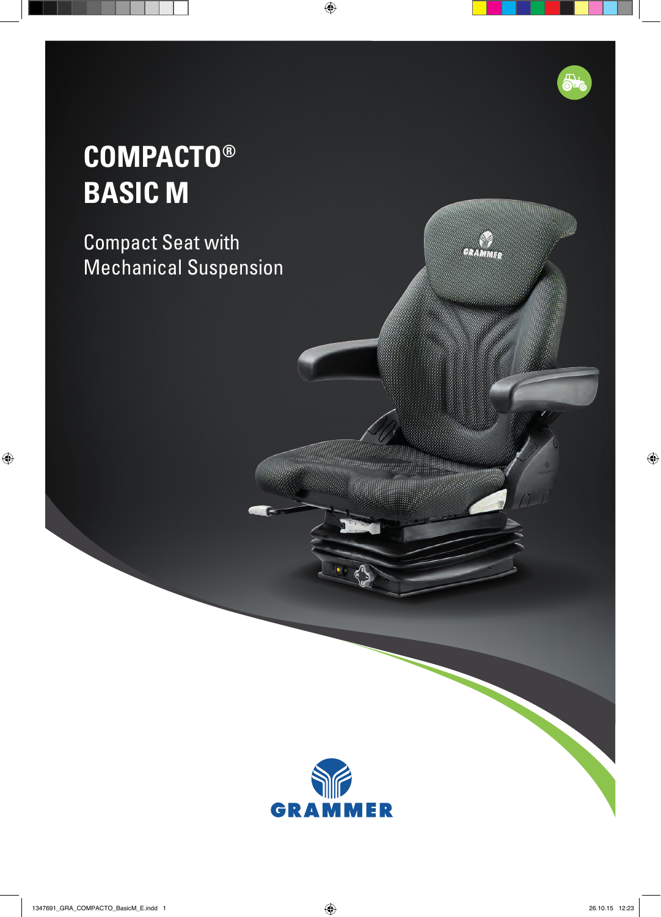# COMPACTO®
# BASIC M

Compact Seat with
Mechanical Suspension

GRAMMER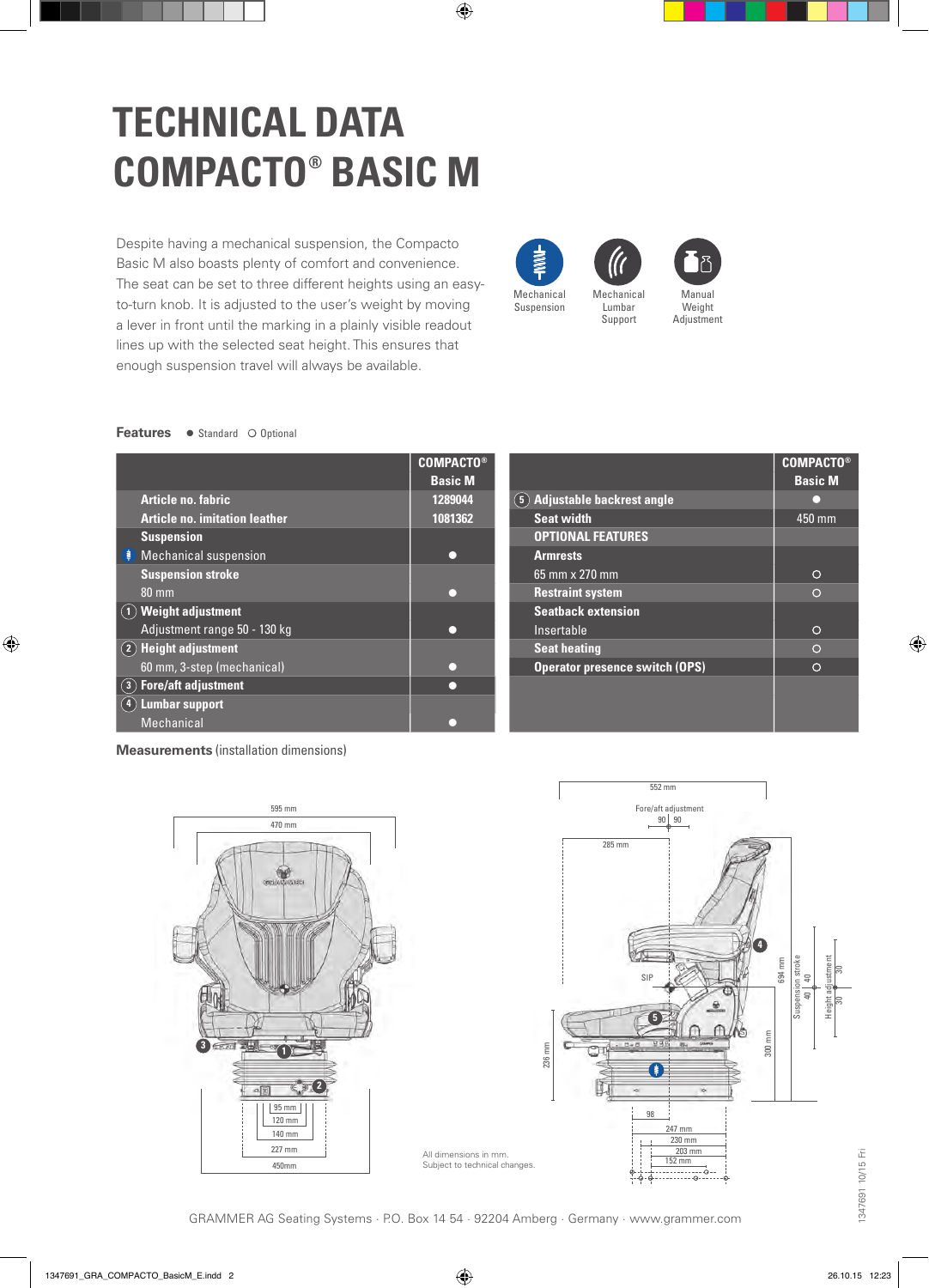# TECHNICAL DATA COMPACTO® BASIC M

Despite having a mechanical suspension, the Compacto Basic M also boasts plenty of comfort and convenience. The seat can be set to three different heights using an easy-to-turn knob. It is adjusted to the user's weight by moving a lever in front until the marking in a plainly visible readout lines up with the selected seat height. This ensures that enough suspension travel will always be available.

Mechanical Suspension
Mechanical Lumbar Support
Manual Weight Adjustment

**Features** ● Standard ○ Optional

| | COMPACTO® Basic M |
|---|---|
| **Article no. fabric** | 1289044 |
| **Article no. imitation leather** | 1081362 |
| **Suspension** | |
| Mechanical suspension | ● |
| **Suspension stroke** | |
| 80 mm | ● |
| ① **Weight adjustment** | |
| Adjustment range 50 - 130 kg | ● |
| ② **Height adjustment** | |
| 60 mm, 3-step (mechanical) | ● |
| ③ **Fore/aft adjustment** | ● |
| ④ **Lumbar support** | |
| Mechanical | ● |

| | COMPACTO® Basic M |
|---|---|
| ⑤ **Adjustable backrest angle** | ● |
| **Seat width** | 450 mm |
| **OPTIONAL FEATURES** | |
| **Armrests** | |
| 65 mm x 270 mm | ○ |
| **Restraint system** | ○ |
| **Seatback extension** | |
| Insertable | ○ |
| **Seat heating** | ○ |
| **Operator presence switch (OPS)** | ○ |

**Measurements** (installation dimensions)

595 mm
470 mm
95 mm
120 mm
140 mm
227 mm
450mm

552 mm
Fore/aft adjustment
90 | 90
285 mm
SIP
236 mm
694 mm
300 mm
Suspension stroke 40 40
Height adjustment 30 30
98
247 mm
230 mm
203 mm
152 mm

All dimensions in mm.
Subject to technical changes.

GRAMMER AG Seating Systems · P.O. Box 14 54 · 92204 Amberg · Germany · www.grammer.com

1347691 10/15 Fri